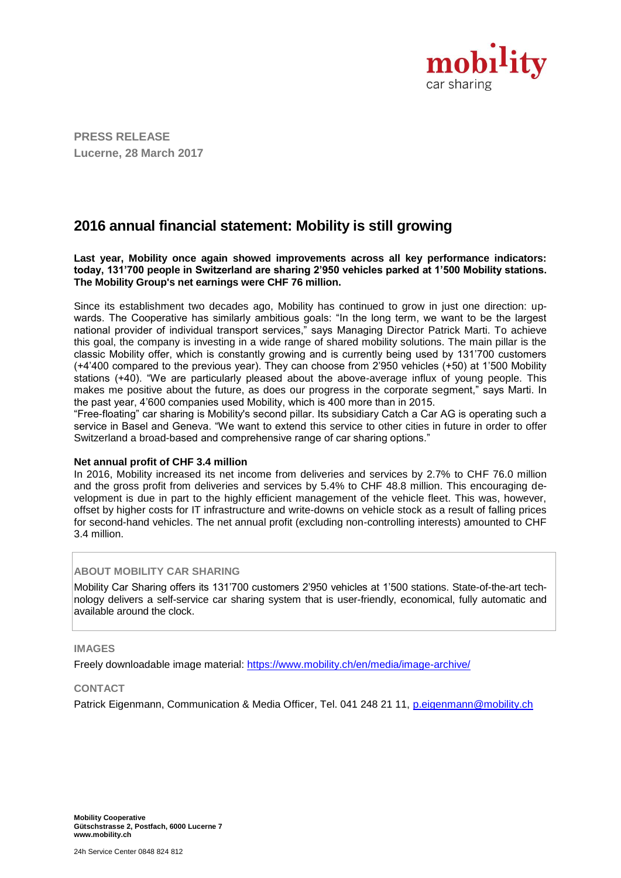mobility car sharing

**PRESS RELEASE**
**Lucerne, 28 March 2017**

# 2016 annual financial statement: Mobility is still growing

**Last year, Mobility once again showed improvements across all key performance indicators: today, 131'700 people in Switzerland are sharing 2'950 vehicles parked at 1'500 Mobility stations. The Mobility Group's net earnings were CHF 76 million.**

Since its establishment two decades ago, Mobility has continued to grow in just one direction: upwards. The Cooperative has similarly ambitious goals: "In the long term, we want to be the largest national provider of individual transport services," says Managing Director Patrick Marti. To achieve this goal, the company is investing in a wide range of shared mobility solutions. The main pillar is the classic Mobility offer, which is constantly growing and is currently being used by 131'700 customers (+4'400 compared to the previous year). They can choose from 2'950 vehicles (+50) at 1'500 Mobility stations (+40). "We are particularly pleased about the above-average influx of young people. This makes me positive about the future, as does our progress in the corporate segment," says Marti. In the past year, 4'600 companies used Mobility, which is 400 more than in 2015.
"Free-floating" car sharing is Mobility's second pillar. Its subsidiary Catch a Car AG is operating such a service in Basel and Geneva. "We want to extend this service to other cities in future in order to offer Switzerland a broad-based and comprehensive range of car sharing options."

**Net annual profit of CHF 3.4 million**
In 2016, Mobility increased its net income from deliveries and services by 2.7% to CHF 76.0 million and the gross profit from deliveries and services by 5.4% to CHF 48.8 million. This encouraging development is due in part to the highly efficient management of the vehicle fleet. This was, however, offset by higher costs for IT infrastructure and write-downs on vehicle stock as a result of falling prices for second-hand vehicles. The net annual profit (excluding non-controlling interests) amounted to CHF 3.4 million.

**ABOUT MOBILITY CAR SHARING**

Mobility Car Sharing offers its 131'700 customers 2'950 vehicles at 1'500 stations. State-of-the-art technology delivers a self-service car sharing system that is user-friendly, economical, fully automatic and available around the clock.

**IMAGES**

Freely downloadable image material: https://www.mobility.ch/en/media/image-archive/

**CONTACT**

Patrick Eigenmann, Communication & Media Officer, Tel. 041 248 21 11, p.eigenmann@mobility.ch

**Mobility Cooperative**
**Gütschstrasse 2, Postfach, 6000 Lucerne 7**
**www.mobility.ch**

24h Service Center 0848 824 812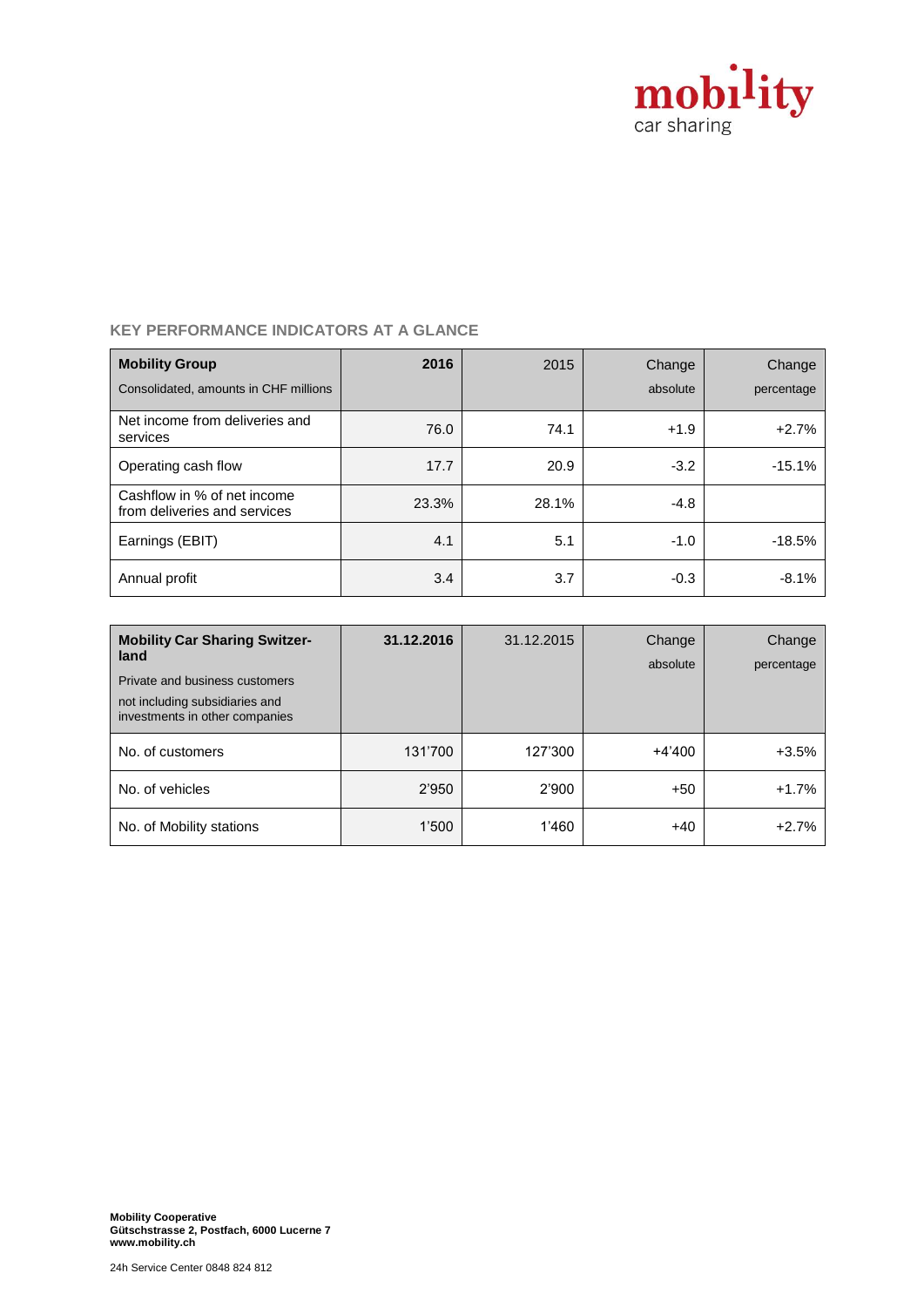## KEY PERFORMANCE INDICATORS AT A GLANCE

| **Mobility Group** Consolidated, amounts in CHF millions | **2016** | 2015 | Change absolute | Change percentage |
|---|---|---|---|---|
| Net income from deliveries and services | 76.0 | 74.1 | +1.9 | +2.7% |
| Operating cash flow | 17.7 | 20.9 | -3.2 | -15.1% |
| Cashflow in % of net income from deliveries and services | 23.3% | 28.1% | -4.8 | |
| Earnings (EBIT) | 4.1 | 5.1 | -1.0 | -18.5% |
| Annual profit | 3.4 | 3.7 | -0.3 | -8.1% |

| **Mobility Car Sharing Switzerland** Private and business customers not including subsidiaries and investments in other companies | **31.12.2016** | 31.12.2015 | Change absolute | Change percentage |
|---|---|---|---|---|
| No. of customers | 131'700 | 127'300 | +4'400 | +3.5% |
| No. of vehicles | 2'950 | 2'900 | +50 | +1.7% |
| No. of Mobility stations | 1'500 | 1'460 | +40 | +2.7% |

**Mobility Cooperative**
**Gütschstrasse 2, Postfach, 6000 Lucerne 7**
**www.mobility.ch**

24h Service Center 0848 824 812